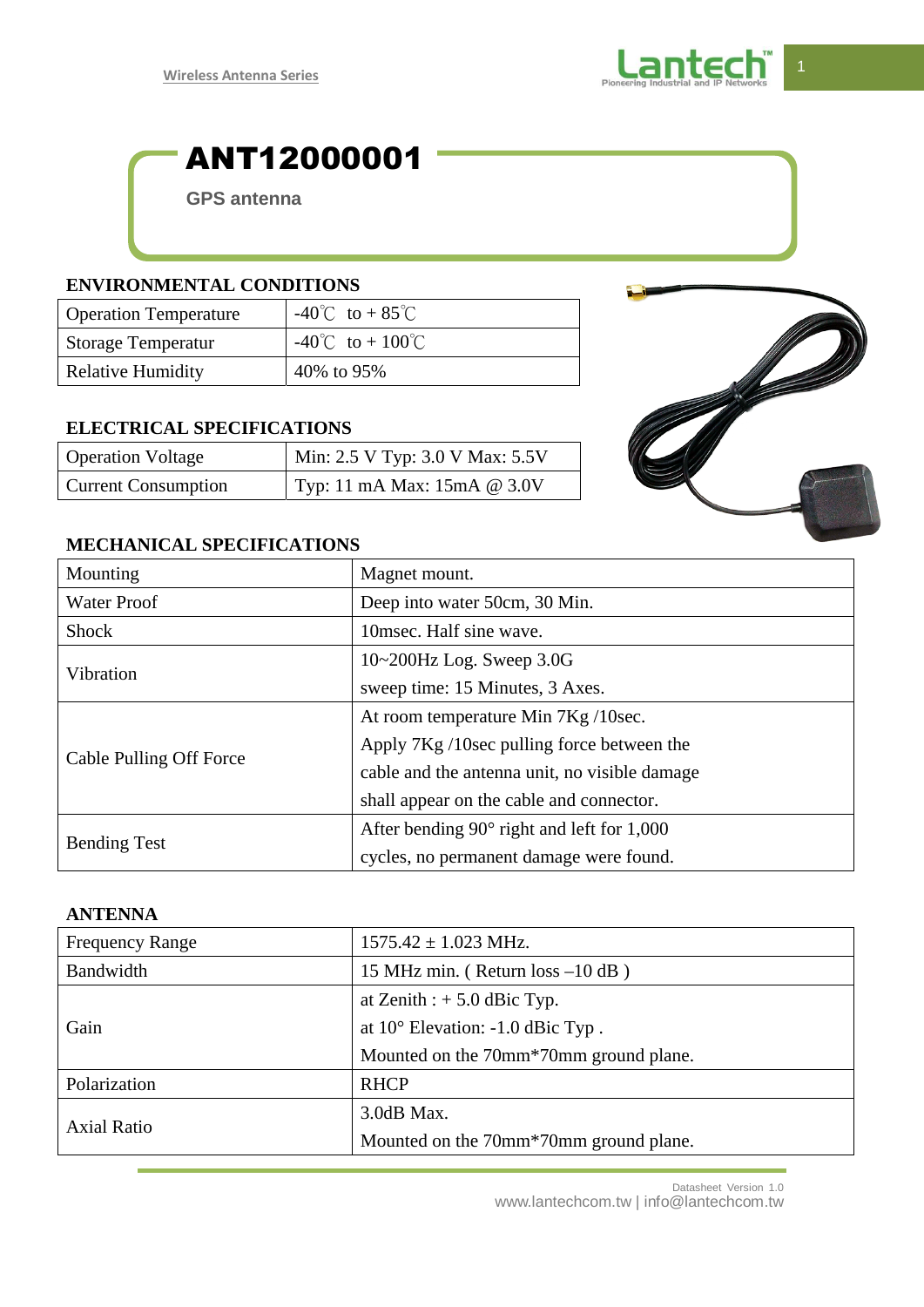# ANT12000001

**GPS antenna**

## ENVIRONMENTAL CONDITIONS

| | |
|---|---|
| Operation Temperature | -40℃ to + 85℃ |
| Storage Temperatur | -40℃ to + 100℃ |
| Relative Humidity | 40% to 95% |

## ELECTRICAL SPECIFICATIONS

| | |
|---|---|
| Operation Voltage | Min: 2.5 V Typ: 3.0 V Max: 5.5V |
| Current Consumption | Typ: 11 mA Max: 15mA @ 3.0V |

## MECHANICAL SPECIFICATIONS

| | |
|---|---|
| Mounting | Magnet mount. |
| Water Proof | Deep into water 50cm, 30 Min. |
| Shock | 10msec. Half sine wave. |
| Vibration | 10~200Hz Log. Sweep 3.0G<br>sweep time: 15 Minutes, 3 Axes. |
| Cable Pulling Off Force | At room temperature Min 7Kg /10sec.<br>Apply 7Kg /10sec pulling force between the cable and the antenna unit, no visible damage shall appear on the cable and connector. |
| Bending Test | After bending 90° right and left for 1,000 cycles, no permanent damage were found. |

## ANTENNA

| | |
|---|---|
| Frequency Range | 1575.42 ± 1.023 MHz. |
| Bandwidth | 15 MHz min. ( Return loss –10 dB ) |
| Gain | at Zenith : + 5.0 dBic Typ.<br>at 10° Elevation: -1.0 dBic Typ .<br>Mounted on the 70mm*70mm ground plane. |
| Polarization | RHCP |
| Axial Ratio | 3.0dB Max.<br>Mounted on the 70mm*70mm ground plane. |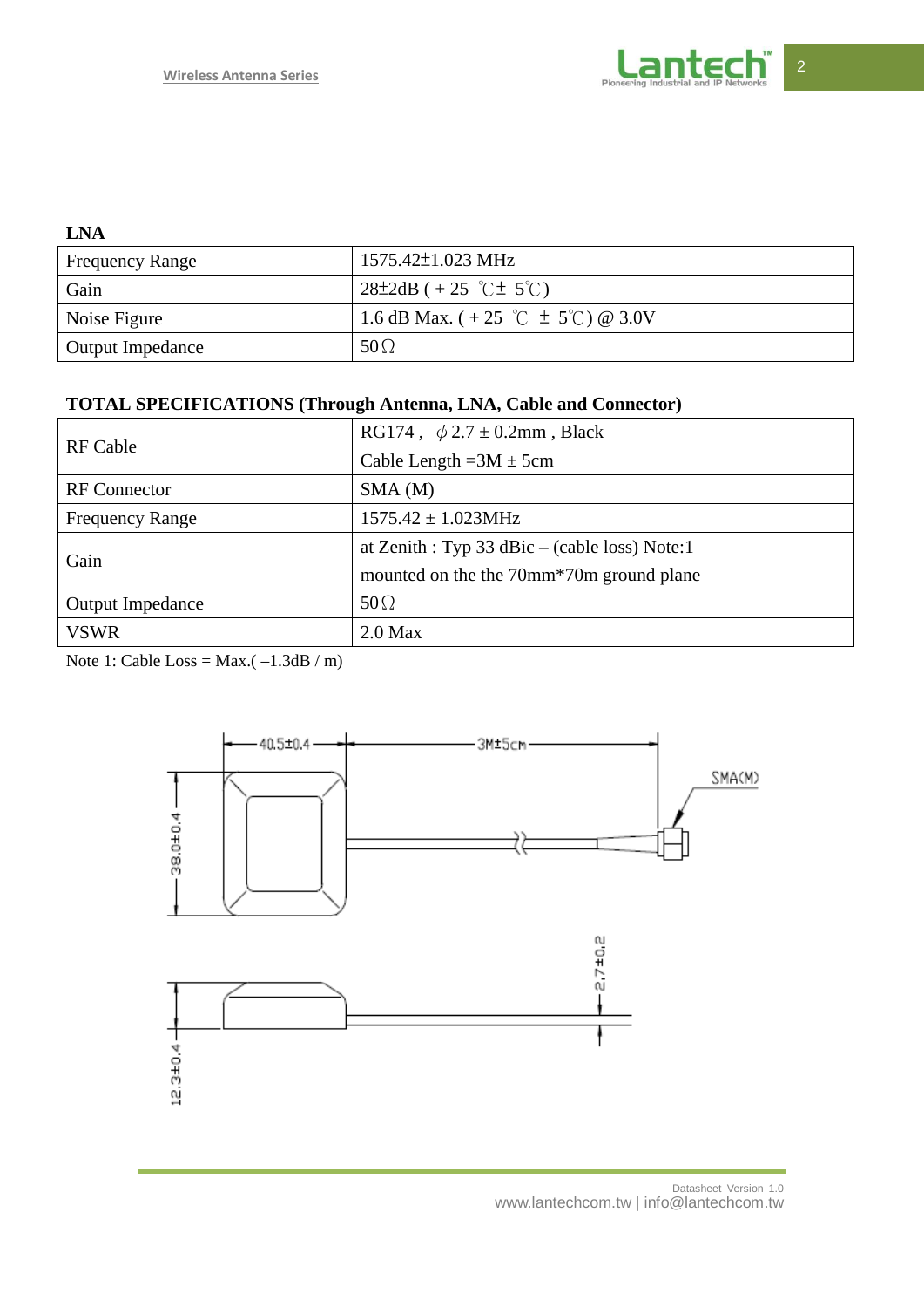**LNA**

| | |
|---|---|
| Frequency Range | 1575.42±1.023 MHz |
| Gain | 28±2dB ( + 25 ℃± 5℃) |
| Noise Figure | 1.6 dB Max. ( + 25 ℃ ± 5℃) @ 3.0V |
| Output Impedance | 50Ω |

**TOTAL SPECIFICATIONS (Through Antenna, LNA, Cable and Connector)**

| | |
|---|---|
| RF Cable | RG174 , $\phi$2.7 ± 0.2mm , Black<br>Cable Length =3M ± 5cm |
| RF Connector | SMA (M) |
| Frequency Range | 1575.42 ± 1.023MHz |
| Gain | at Zenith : Typ 33 dBic – (cable loss) Note:1<br>mounted on the the 70mm*70m ground plane |
| Output Impedance | 50Ω |
| VSWR | 2.0 Max |

Note 1: Cable Loss = Max.( –1.3dB / m)

40.5±0.4

3M±5cm

SMA(M)

38.0±0.4

2.7±0.2

12.3±0.4